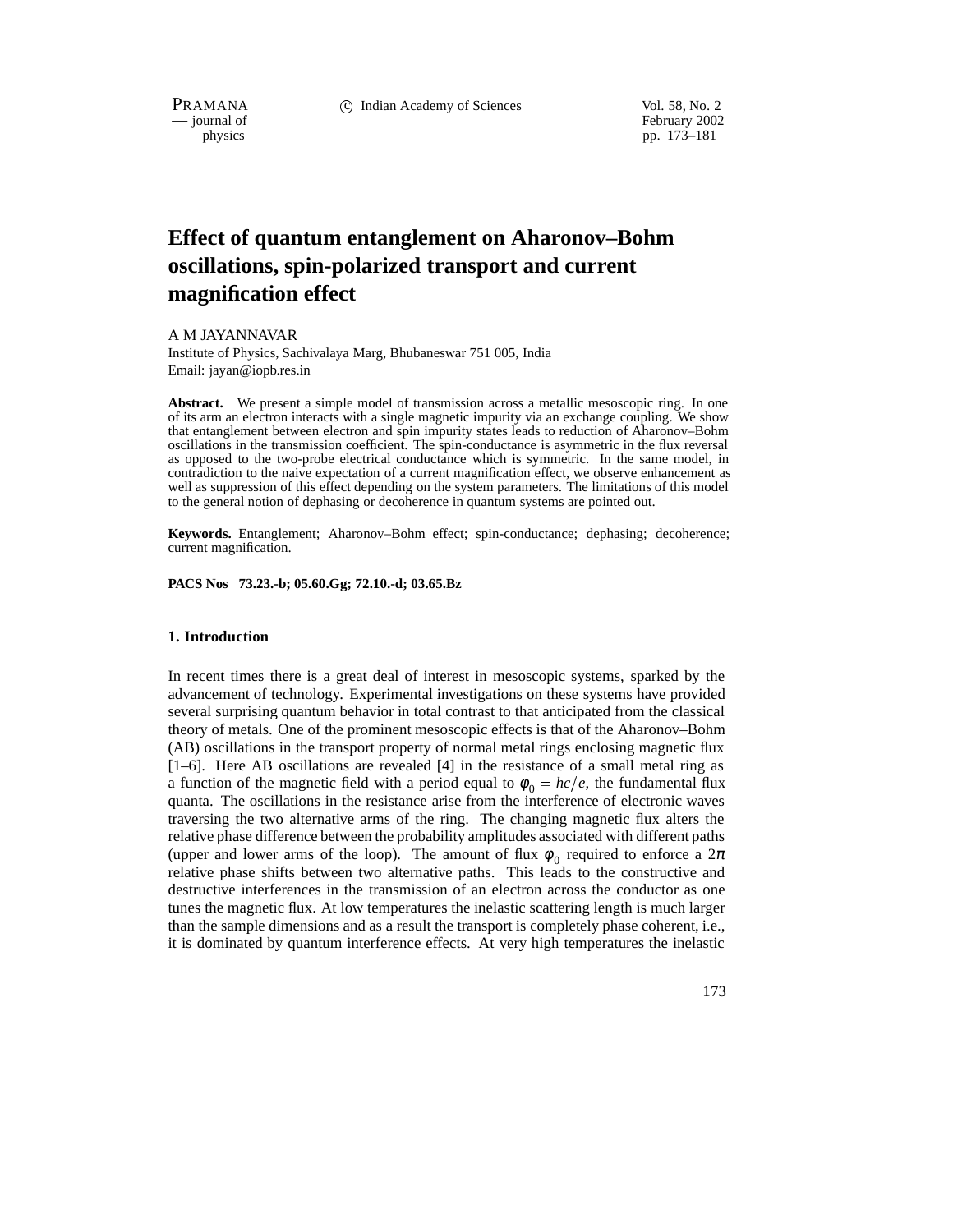# Effect of quantum entanglement on Aharonov–Bohm oscillations, spin-polarized transport and current magnification effect

A M JAYANNAVAR

Institute of Physics, Sachivalaya Marg, Bhubaneswar 751 005, India

Email: jayan@iopb.res.in

**Abstract.** We present a simple model of transmission across a metallic mesoscopic ring. In one of its arm an electron interacts with a single magnetic impurity via an exchange coupling. We show that entanglement between electron and spin impurity states leads to reduction of Aharonov–Bohm oscillations in the transmission coefficient. The spin-conductance is asymmetric in the flux reversal as opposed to the two-probe electrical conductance which is symmetric. In the same model, in contradiction to the naive expectation of a current magnification effect, we observe enhancement as well as suppression of this effect depending on the system parameters. The limitations of this model to the general notion of dephasing or decoherence in quantum systems are pointed out.

**Keywords.** Entanglement; Aharonov–Bohm effect; spin-conductance; dephasing; decoherence; current magnification.

**PACS Nos 73.23.-b; 05.60.Gg; 72.10.-d; 03.65.Bz**

## 1. Introduction

In recent times there is a great deal of interest in mesoscopic systems, sparked by the advancement of technology. Experimental investigations on these systems have provided several surprising quantum behavior in total contrast to that anticipated from the classical theory of metals. One of the prominent mesoscopic effects is that of the Aharonov–Bohm (AB) oscillations in the transport property of normal metal rings enclosing magnetic flux [1–6]. Here AB oscillations are revealed [4] in the resistance of a small metal ring as a function of the magnetic field with a period equal to $\phi_0 = hc/e$, the fundamental flux quanta. The oscillations in the resistance arise from the interference of electronic waves traversing the two alternative arms of the ring. The changing magnetic flux alters the relative phase difference between the probability amplitudes associated with different paths (upper and lower arms of the loop). The amount of flux $\phi_0$ required to enforce a $2\pi$ relative phase shifts between two alternative paths. This leads to the constructive and destructive interferences in the transmission of an electron across the conductor as one tunes the magnetic flux. At low temperatures the inelastic scattering length is much larger than the sample dimensions and as a result the transport is completely phase coherent, i.e., it is dominated by quantum interference effects. At very high temperatures the inelastic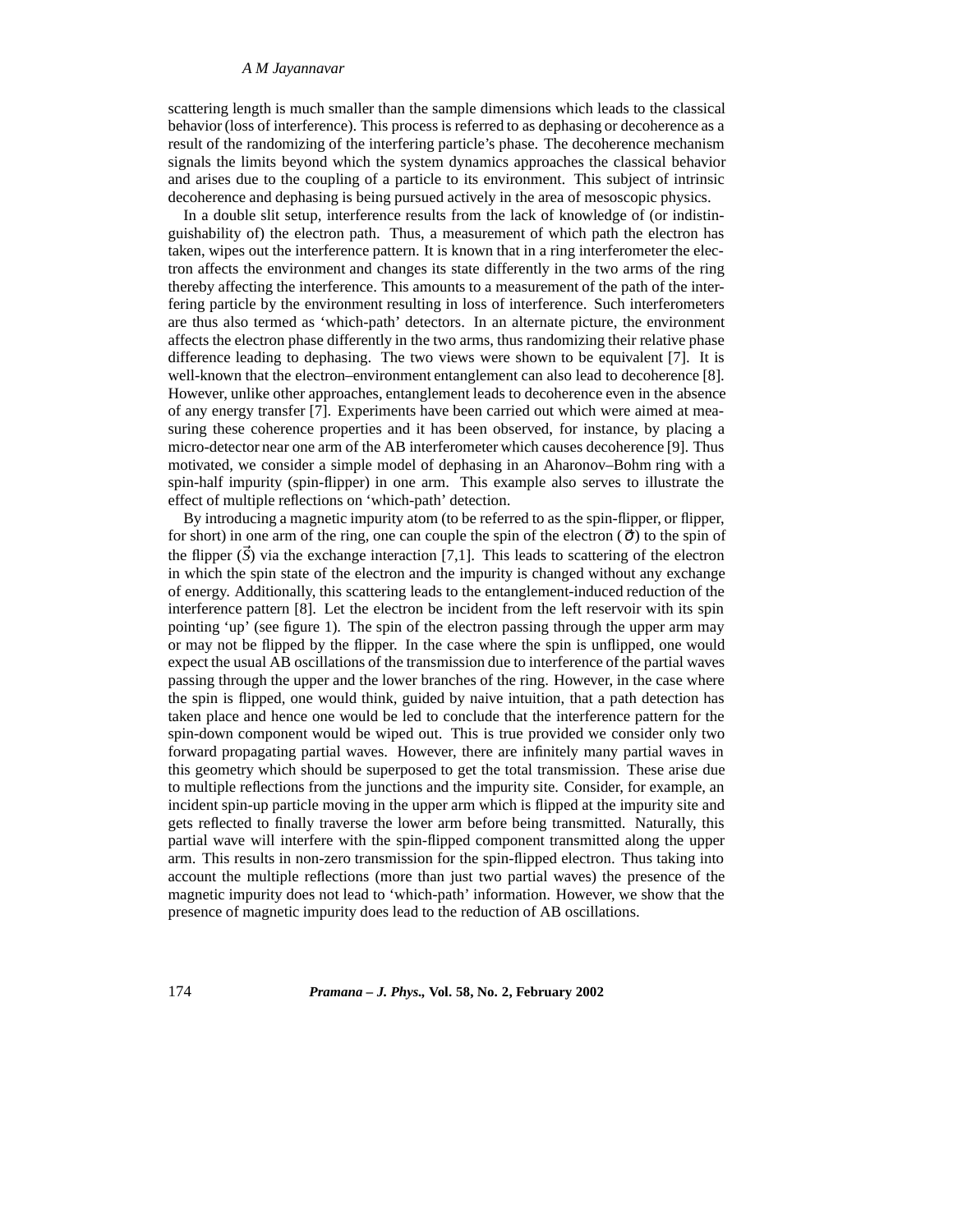scattering length is much smaller than the sample dimensions which leads to the classical behavior (loss of interference). This process is referred to as dephasing or decoherence as a result of the randomizing of the interfering particle's phase. The decoherence mechanism signals the limits beyond which the system dynamics approaches the classical behavior and arises due to the coupling of a particle to its environment. This subject of intrinsic decoherence and dephasing is being pursued actively in the area of mesoscopic physics.

In a double slit setup, interference results from the lack of knowledge of (or indistinguishability of) the electron path. Thus, a measurement of which path the electron has taken, wipes out the interference pattern. It is known that in a ring interferometer the electron affects the environment and changes its state differently in the two arms of the ring thereby affecting the interference. This amounts to a measurement of the path of the interfering particle by the environment resulting in loss of interference. Such interferometers are thus also termed as 'which-path' detectors. In an alternate picture, the environment affects the electron phase differently in the two arms, thus randomizing their relative phase difference leading to dephasing. The two views were shown to be equivalent [7]. It is well-known that the electron–environment entanglement can also lead to decoherence [8]. However, unlike other approaches, entanglement leads to decoherence even in the absence of any energy transfer [7]. Experiments have been carried out which were aimed at measuring these coherence properties and it has been observed, for instance, by placing a micro-detector near one arm of the AB interferometer which causes decoherence [9]. Thus motivated, we consider a simple model of dephasing in an Aharonov–Bohm ring with a spin-half impurity (spin-flipper) in one arm. This example also serves to illustrate the effect of multiple reflections on 'which-path' detection.

By introducing a magnetic impurity atom (to be referred to as the spin-flipper, or flipper, for short) in one arm of the ring, one can couple the spin of the electron ($\vec{\sigma}$) to the spin of the flipper ($\vec{S}$) via the exchange interaction [7,1]. This leads to scattering of the electron in which the spin state of the electron and the impurity is changed without any exchange of energy. Additionally, this scattering leads to the entanglement-induced reduction of the interference pattern [8]. Let the electron be incident from the left reservoir with its spin pointing 'up' (see figure 1). The spin of the electron passing through the upper arm may or may not be flipped by the flipper. In the case where the spin is unflipped, one would expect the usual AB oscillations of the transmission due to interference of the partial waves passing through the upper and the lower branches of the ring. However, in the case where the spin is flipped, one would think, guided by naive intuition, that a path detection has taken place and hence one would be led to conclude that the interference pattern for the spin-down component would be wiped out. This is true provided we consider only two forward propagating partial waves. However, there are infinitely many partial waves in this geometry which should be superposed to get the total transmission. These arise due to multiple reflections from the junctions and the impurity site. Consider, for example, an incident spin-up particle moving in the upper arm which is flipped at the impurity site and gets reflected to finally traverse the lower arm before being transmitted. Naturally, this partial wave will interfere with the spin-flipped component transmitted along the upper arm. This results in non-zero transmission for the spin-flipped electron. Thus taking into account the multiple reflections (more than just two partial waves) the presence of the magnetic impurity does not lead to 'which-path' information. However, we show that the presence of magnetic impurity does lead to the reduction of AB oscillations.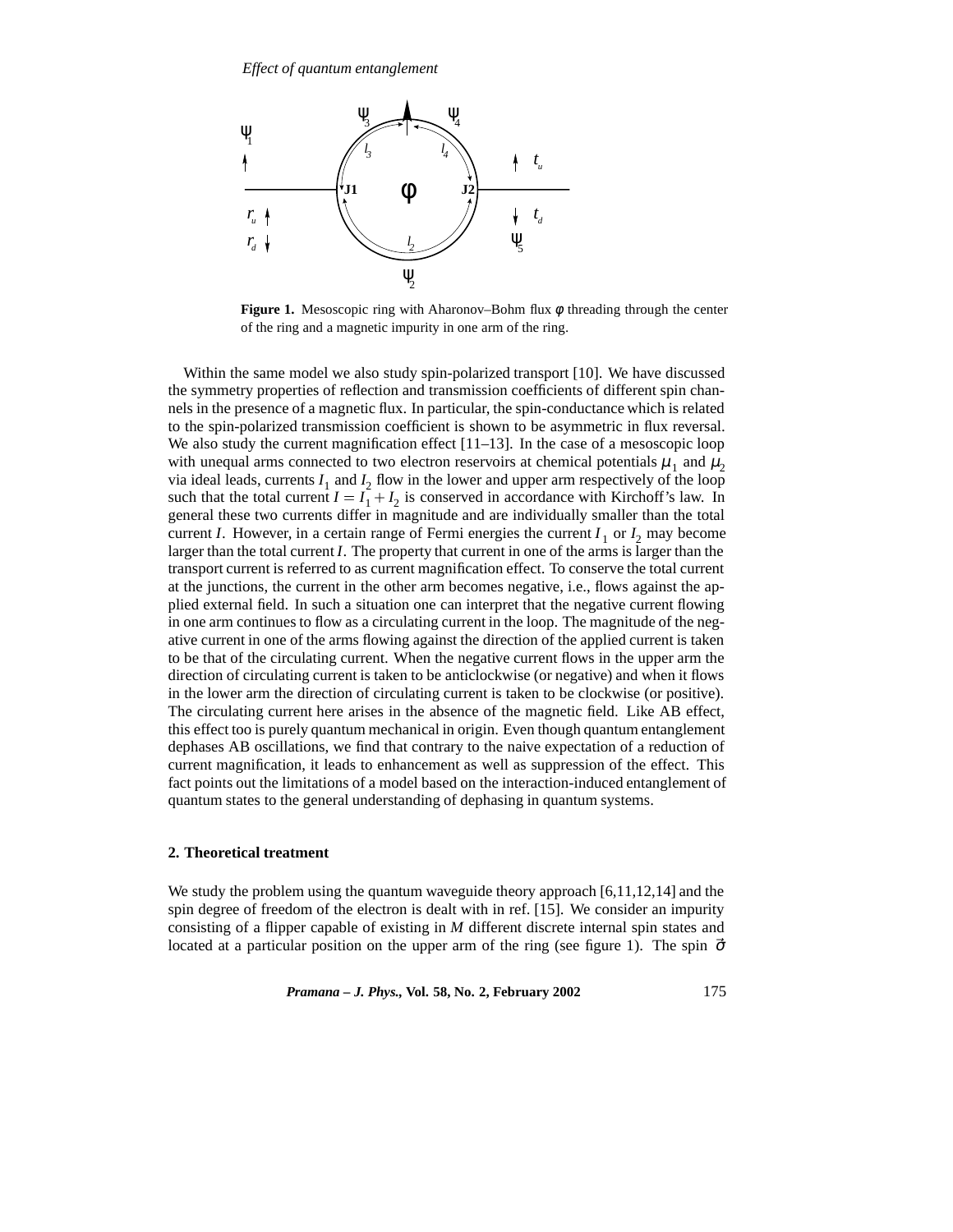Ψ
1

Ψ
3

Ψ
4

$l_3$

$l_4$

$t_u$

J1

φ

J2

$r_u$

$t_d$

$r_d$

$l_2$

Ψ
5

Ψ
2

**Figure 1.** Mesoscopic ring with Aharonov–Bohm flux $\phi$ threading through the center of the ring and a magnetic impurity in one arm of the ring.

Within the same model we also study spin-polarized transport [10]. We have discussed the symmetry properties of reflection and transmission coefficients of different spin channels in the presence of a magnetic flux. In particular, the spin-conductance which is related to the spin-polarized transmission coefficient is shown to be asymmetric in flux reversal. We also study the current magnification effect [11–13]. In the case of a mesoscopic loop with unequal arms connected to two electron reservoirs at chemical potentials $\mu_1$ and $\mu_2$ via ideal leads, currents $I_1$ and $I_2$ flow in the lower and upper arm respectively of the loop such that the total current $I = I_1 + I_2$ is conserved in accordance with Kirchoff's law. In general these two currents differ in magnitude and are individually smaller than the total current $I$. However, in a certain range of Fermi energies the current $I_1$ or $I_2$ may become larger than the total current $I$. The property that current in one of the arms is larger than the transport current is referred to as current magnification effect. To conserve the total current at the junctions, the current in the other arm becomes negative, i.e., flows against the applied external field. In such a situation one can interpret that the negative current flowing in one arm continues to flow as a circulating current in the loop. The magnitude of the negative current in one of the arms flowing against the direction of the applied current is taken to be that of the circulating current. When the negative current flows in the upper arm the direction of circulating current is taken to be anticlockwise (or negative) and when it flows in the lower arm the direction of circulating current is taken to be clockwise (or positive). The circulating current here arises in the absence of the magnetic field. Like AB effect, this effect too is purely quantum mechanical in origin. Even though quantum entanglement dephases AB oscillations, we find that contrary to the naive expectation of a reduction of current magnification, it leads to enhancement as well as suppression of the effect. This fact points out the limitations of a model based on the interaction-induced entanglement of quantum states to the general understanding of dephasing in quantum systems.

## 2. Theoretical treatment

We study the problem using the quantum waveguide theory approach [6,11,12,14] and the spin degree of freedom of the electron is dealt with in ref. [15]. We consider an impurity consisting of a flipper capable of existing in $M$ different discrete internal spin states and located at a particular position on the upper arm of the ring (see figure 1). The spin $\vec{\sigma}$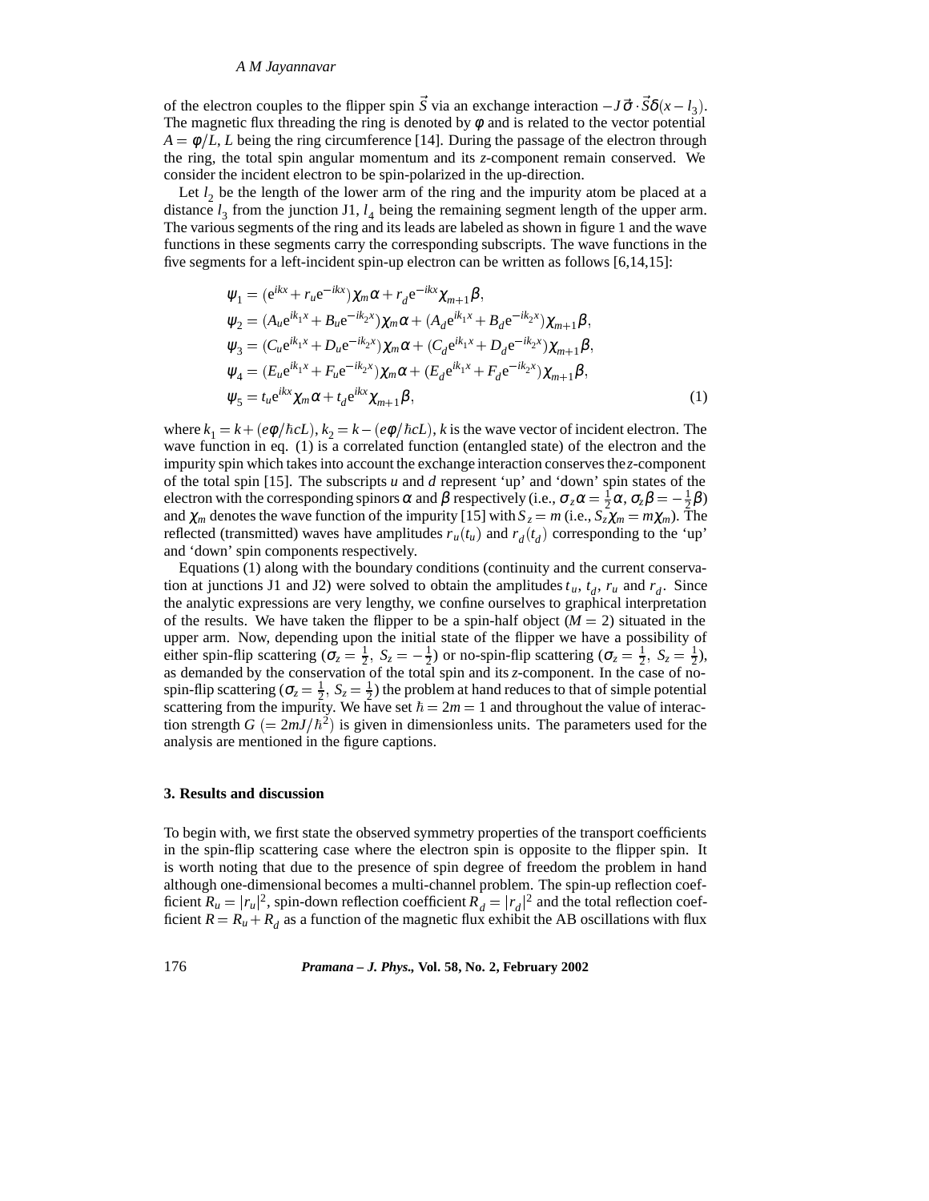of the electron couples to the flipper spin $\vec{S}$ via an exchange interaction $-J\vec{\sigma}\cdot\vec{S}\delta(x-l_3)$. The magnetic flux threading the ring is denoted by $\phi$ and is related to the vector potential $A = \phi/L$, $L$ being the ring circumference [14]. During the passage of the electron through the ring, the total spin angular momentum and its $z$-component remain conserved. We consider the incident electron to be spin-polarized in the up-direction.

Let $l_2$ be the length of the lower arm of the ring and the impurity atom be placed at a distance $l_3$ from the junction J1, $l_4$ being the remaining segment length of the upper arm. The various segments of the ring and its leads are labeled as shown in figure 1 and the wave functions in these segments carry the corresponding subscripts. The wave functions in the five segments for a left-incident spin-up electron can be written as follows [6,14,15]:

$$
\begin{aligned}
\psi_1 &= (\mathrm{e}^{ikx} + r_u \mathrm{e}^{-ikx})\chi_m\alpha + r_d \mathrm{e}^{-ikx}\chi_{m+1}\beta,\\
\psi_2 &= (A_u \mathrm{e}^{ik_1x} + B_u \mathrm{e}^{-ik_2x})\chi_m\alpha + (A_d \mathrm{e}^{ik_1x} + B_d \mathrm{e}^{-ik_2x})\chi_{m+1}\beta,\\
\psi_3 &= (C_u \mathrm{e}^{ik_1x} + D_u \mathrm{e}^{-ik_2x})\chi_m\alpha + (C_d \mathrm{e}^{ik_1x} + D_d \mathrm{e}^{-ik_2x})\chi_{m+1}\beta,\\
\psi_4 &= (E_u \mathrm{e}^{ik_1x} + F_u \mathrm{e}^{-ik_2x})\chi_m\alpha + (E_d \mathrm{e}^{ik_1x} + F_d \mathrm{e}^{-ik_2x})\chi_{m+1}\beta,\\
\psi_5 &= t_u \mathrm{e}^{ikx}\chi_m\alpha + t_d \mathrm{e}^{ikx}\chi_{m+1}\beta,
\end{aligned}
\tag{1}
$$

where $k_1 = k + (e\phi/\hbar cL)$, $k_2 = k - (e\phi/\hbar cL)$, $k$ is the wave vector of incident electron. The wave function in eq. (1) is a correlated function (entangled state) of the electron and the impurity spin which takes into account the exchange interaction conserves the $z$-component of the total spin [15]. The subscripts $u$ and $d$ represent 'up' and 'down' spin states of the electron with the corresponding spinors $\alpha$ and $\beta$ respectively (i.e., $\sigma_z\alpha = \frac{1}{2}\alpha$, $\sigma_z\beta = -\frac{1}{2}\beta$) and $\chi_m$ denotes the wave function of the impurity [15] with $S_z = m$ (i.e., $S_z\chi_m = m\chi_m$). The reflected (transmitted) waves have amplitudes $r_u(t_u)$ and $r_d(t_d)$ corresponding to the 'up' and 'down' spin components respectively.

Equations (1) along with the boundary conditions (continuity and the current conservation at junctions J1 and J2) were solved to obtain the amplitudes $t_u$, $t_d$, $r_u$ and $r_d$. Since the analytic expressions are very lengthy, we confine ourselves to graphical interpretation of the results. We have taken the flipper to be a spin-half object ($M = 2$) situated in the upper arm. Now, depending upon the initial state of the flipper we have a possibility of either spin-flip scattering ($\sigma_z = \frac{1}{2}$, $S_z = -\frac{1}{2}$) or no-spin-flip scattering ($\sigma_z = \frac{1}{2}$, $S_z = \frac{1}{2}$), as demanded by the conservation of the total spin and its $z$-component. In the case of no-spin-flip scattering ($\sigma_z = \frac{1}{2}$, $S_z = \frac{1}{2}$) the problem at hand reduces to that of simple potential scattering from the impurity. We have set $\hbar = 2m = 1$ and throughout the value of interaction strength $G$ $(= 2mJ/\hbar^2)$ is given in dimensionless units. The parameters used for the analysis are mentioned in the figure captions.

## 3. Results and discussion

To begin with, we first state the observed symmetry properties of the transport coefficients in the spin-flip scattering case where the electron spin is opposite to the flipper spin. It is worth noting that due to the presence of spin degree of freedom the problem in hand although one-dimensional becomes a multi-channel problem. The spin-up reflection coefficient $R_u = |r_u|^2$, spin-down reflection coefficient $R_d = |r_d|^2$ and the total reflection coefficient $R = R_u + R_d$ as a function of the magnetic flux exhibit the AB oscillations with flux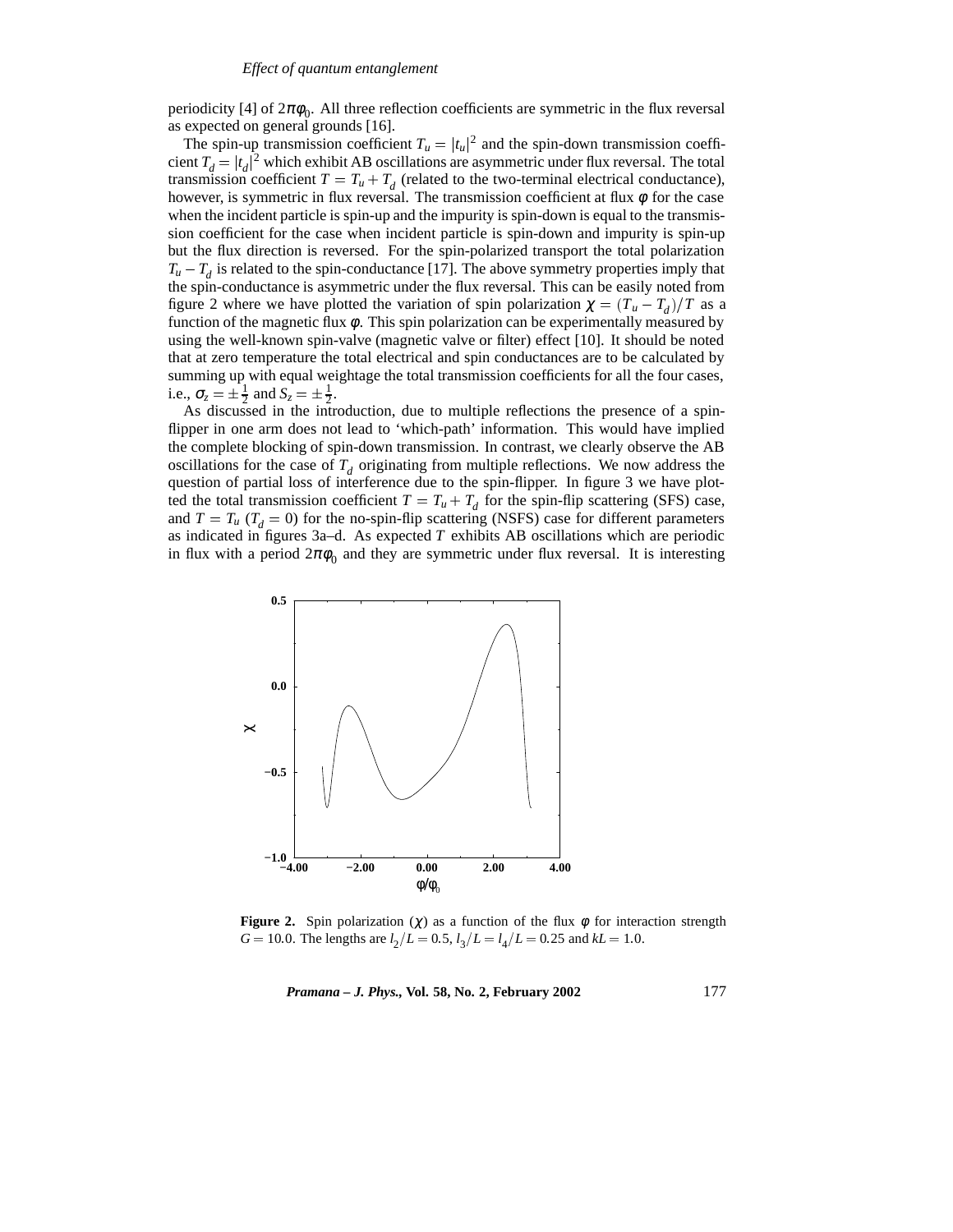periodicity [4] of $2\pi\phi_0$. All three reflection coefficients are symmetric in the flux reversal as expected on general grounds [16].

The spin-up transmission coefficient $T_u = |t_u|^2$ and the spin-down transmission coefficient $T_d = |t_d|^2$ which exhibit AB oscillations are asymmetric under flux reversal. The total transmission coefficient $T = T_u + T_d$ (related to the two-terminal electrical conductance), however, is symmetric in flux reversal. The transmission coefficient at flux $\phi$ for the case when the incident particle is spin-up and the impurity is spin-down is equal to the transmission coefficient for the case when incident particle is spin-down and impurity is spin-up but the flux direction is reversed. For the spin-polarized transport the total polarization $T_u - T_d$ is related to the spin-conductance [17]. The above symmetry properties imply that the spin-conductance is asymmetric under the flux reversal. This can be easily noted from figure 2 where we have plotted the variation of spin polarization $\chi = (T_u - T_d)/T$ as a function of the magnetic flux $\phi$. This spin polarization can be experimentally measured by using the well-known spin-valve (magnetic valve or filter) effect [10]. It should be noted that at zero temperature the total electrical and spin conductances are to be calculated by summing up with equal weightage the total transmission coefficients for all the four cases, i.e., $\sigma_z = \pm\frac{1}{2}$ and $S_z = \pm\frac{1}{2}$.

As discussed in the introduction, due to multiple reflections the presence of a spin-flipper in one arm does not lead to 'which-path' information. This would have implied the complete blocking of spin-down transmission. In contrast, we clearly observe the AB oscillations for the case of $T_d$ originating from multiple reflections. We now address the question of partial loss of interference due to the spin-flipper. In figure 3 we have plotted the total transmission coefficient $T = T_u + T_d$ for the spin-flip scattering (SFS) case, and $T = T_u$ ($T_d = 0$) for the no-spin-flip scattering (NSFS) case for different parameters as indicated in figures 3a–d. As expected $T$ exhibits AB oscillations which are periodic in flux with a period $2\pi\phi_0$ and they are symmetric under flux reversal. It is interesting

**Figure 2.** Spin polarization ($\chi$) as a function of the flux $\phi$ for interaction strength $G = 10.0$. The lengths are $l_2/L = 0.5$, $l_3/L = l_4/L = 0.25$ and $kL = 1.0$.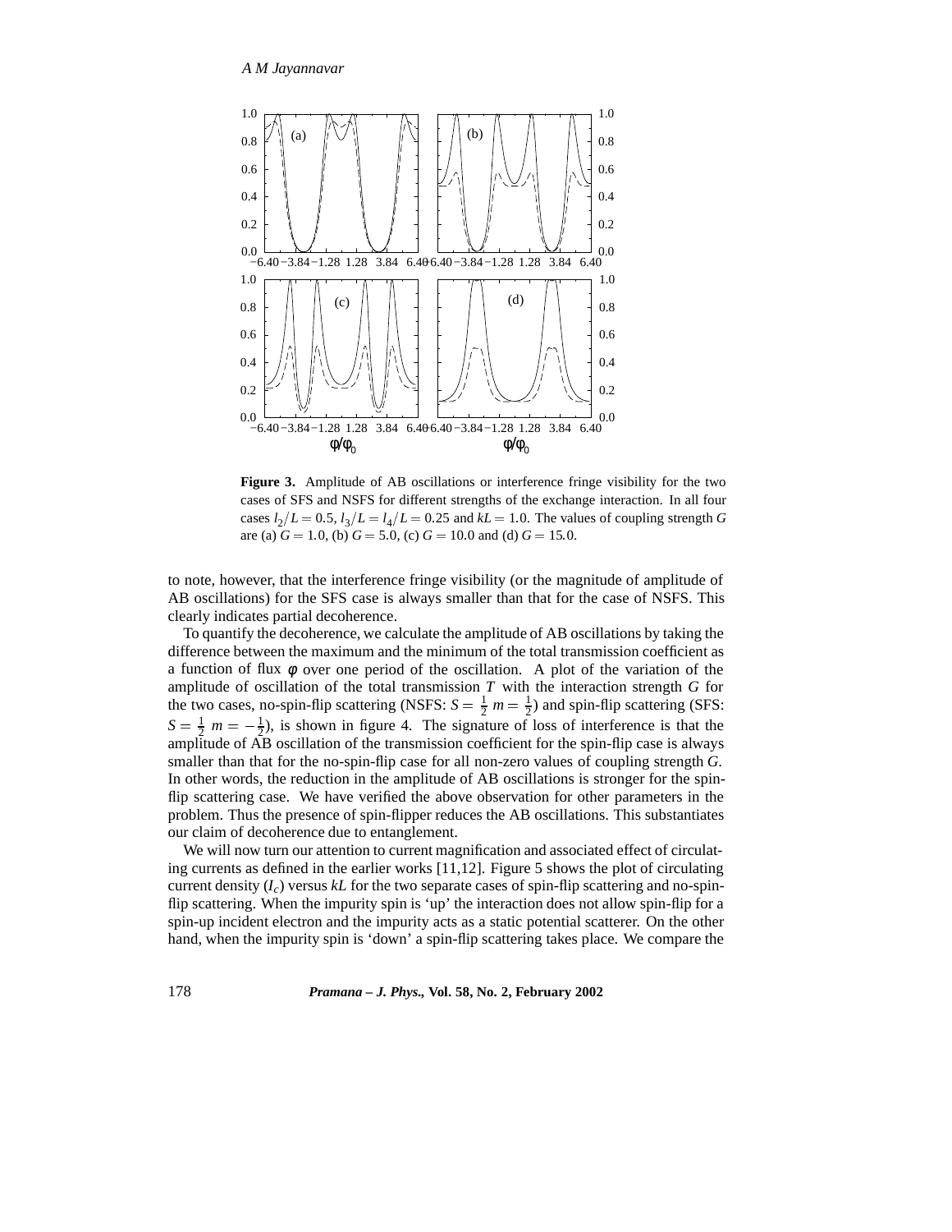1.0
0.8
0.6
0.4
0.2
0.0
−6.40 −3.84 −1.28 1.28 3.84 6.40
(a)
(b)
(c)
(d)
$\phi/\phi_0$
$\phi/\phi_0$

**Figure 3.** Amplitude of AB oscillations or interference fringe visibility for the two cases of SFS and NSFS for different strengths of the exchange interaction. In all four cases $l_2/L = 0.5$, $l_3/L = l_4/L = 0.25$ and $kL = 1.0$. The values of coupling strength $G$ are (a) $G = 1.0$, (b) $G = 5.0$, (c) $G = 10.0$ and (d) $G = 15.0$.

to note, however, that the interference fringe visibility (or the magnitude of amplitude of AB oscillations) for the SFS case is always smaller than that for the case of NSFS. This clearly indicates partial decoherence.

To quantify the decoherence, we calculate the amplitude of AB oscillations by taking the difference between the maximum and the minimum of the total transmission coefficient as a function of flux $\phi$ over one period of the oscillation. A plot of the variation of the amplitude of oscillation of the total transmission $T$ with the interaction strength $G$ for the two cases, no-spin-flip scattering (NSFS: $S = \frac{1}{2}$ $m = \frac{1}{2}$) and spin-flip scattering (SFS: $S = \frac{1}{2}$ $m = -\frac{1}{2}$), is shown in figure 4. The signature of loss of interference is that the amplitude of AB oscillation of the transmission coefficient for the spin-flip case is always smaller than that for the no-spin-flip case for all non-zero values of coupling strength $G$. In other words, the reduction in the amplitude of AB oscillations is stronger for the spin-flip scattering case. We have verified the above observation for other parameters in the problem. Thus the presence of spin-flipper reduces the AB oscillations. This substantiates our claim of decoherence due to entanglement.

We will now turn our attention to current magnification and associated effect of circulating currents as defined in the earlier works [11,12]. Figure 5 shows the plot of circulating current density ($I_c$) versus $kL$ for the two separate cases of spin-flip scattering and no-spin-flip scattering. When the impurity spin is 'up' the interaction does not allow spin-flip for a spin-up incident electron and the impurity acts as a static potential scatterer. On the other hand, when the impurity spin is 'down' a spin-flip scattering takes place. We compare the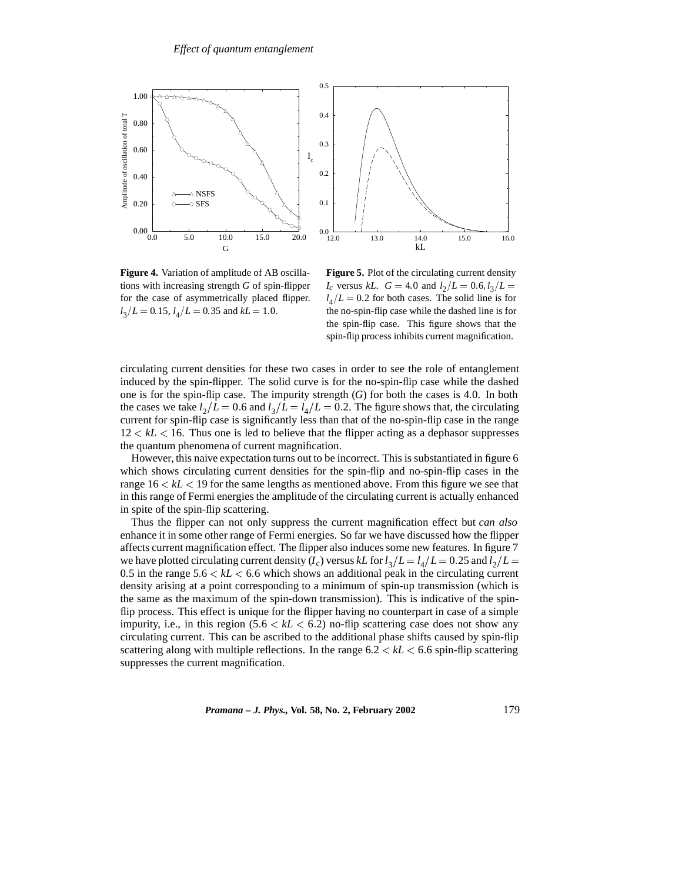1.00
0.80
0.60
0.40
0.20
0.00
0.0
5.0
10.0
15.0
20.0
G
Amplitude of oscillation of total T
NSFS
SFS

**Figure 4.** Variation of amplitude of AB oscillations with increasing strength $G$ of spin-flipper for the case of asymmetrically placed flipper. $l_3/L = 0.15$, $l_4/L = 0.35$ and $kL = 1.0$.

0.5
0.4
0.3
0.2
0.1
0.0
12.0
13.0
14.0
15.0
16.0
kL
$I_c$

**Figure 5.** Plot of the circulating current density $I_c$ versus $kL$. $G = 4.0$ and $l_2/L = 0.6, l_3/L = l_4/L = 0.2$ for both cases. The solid line is for the no-spin-flip case while the dashed line is for the spin-flip case. This figure shows that the spin-flip process inhibits current magnification.

circulating current densities for these two cases in order to see the role of entanglement induced by the spin-flipper. The solid curve is for the no-spin-flip case while the dashed one is for the spin-flip case. The impurity strength ($G$) for both the cases is 4.0. In both the cases we take $l_2/L = 0.6$ and $l_3/L = l_4/L = 0.2$. The figure shows that, the circulating current for spin-flip case is significantly less than that of the no-spin-flip case in the range $12 < kL < 16$. Thus one is led to believe that the flipper acting as a dephasor suppresses the quantum phenomena of current magnification.

However, this naive expectation turns out to be incorrect. This is substantiated in figure 6 which shows circulating current densities for the spin-flip and no-spin-flip cases in the range $16 < kL < 19$ for the same lengths as mentioned above. From this figure we see that in this range of Fermi energies the amplitude of the circulating current is actually enhanced in spite of the spin-flip scattering.

Thus the flipper can not only suppress the current magnification effect but *can also* enhance it in some other range of Fermi energies. So far we have discussed how the flipper affects current magnification effect. The flipper also induces some new features. In figure 7 we have plotted circulating current density ($I_c$) versus $kL$ for $l_3/L = l_4/L = 0.25$ and $l_2/L = 0.5$ in the range $5.6 < kL < 6.6$ which shows an additional peak in the circulating current density arising at a point corresponding to a minimum of spin-up transmission (which is the same as the maximum of the spin-down transmission). This is indicative of the spin-flip process. This effect is unique for the flipper having no counterpart in case of a simple impurity, i.e., in this region ($5.6 < kL < 6.2$) no-flip scattering case does not show any circulating current. This can be ascribed to the additional phase shifts caused by spin-flip scattering along with multiple reflections. In the range $6.2 < kL < 6.6$ spin-flip scattering suppresses the current magnification.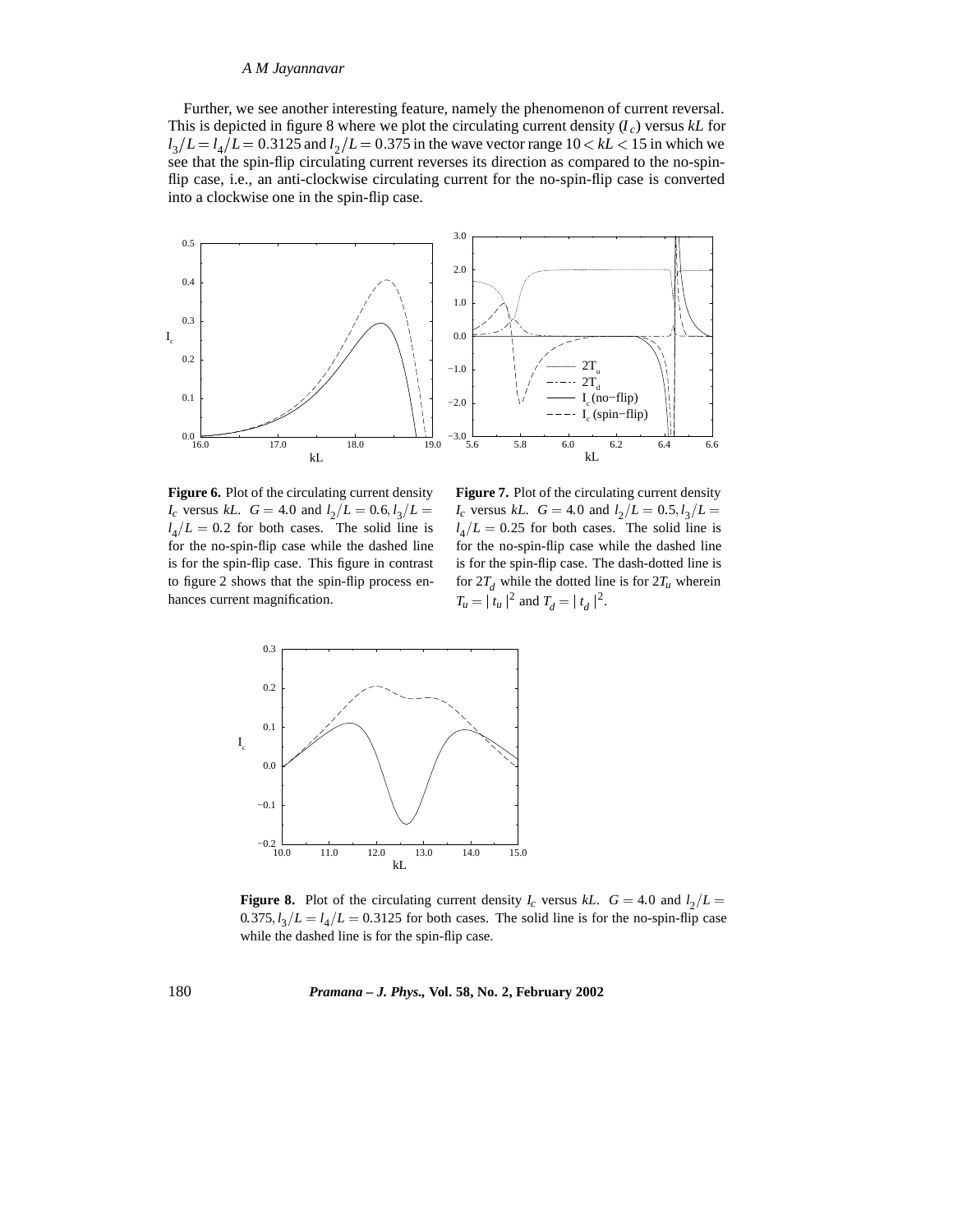Further, we see another interesting feature, namely the phenomenon of current reversal. This is depicted in figure 8 where we plot the circulating current density ($I_c$) versus $kL$ for $l_3/L = l_4/L = 0.3125$ and $l_2/L = 0.375$ in the wave vector range $10 < kL < 15$ in which we see that the spin-flip circulating current reverses its direction as compared to the no-spin-flip case, i.e., an anti-clockwise circulating current for the no-spin-flip case is converted into a clockwise one in the spin-flip case.

0.5
0.4
0.3
$I_c$
0.2
0.1
0.0
16.0 17.0 18.0 19.0
kL

**Figure 6.** Plot of the circulating current density $I_c$ versus $kL$. $G = 4.0$ and $l_2/L = 0.6, l_3/L = l_4/L = 0.2$ for both cases. The solid line is for the no-spin-flip case while the dashed line is for the spin-flip case. This figure in contrast to figure 2 shows that the spin-flip process enhances current magnification.

3.0
2.0
1.0
0.0
−1.0
−2.0
−3.0
5.6 5.8 6.0 6.2 6.4 6.6
kL

$2T_u$
$2T_d$
$I_c$ (no−flip)
$I_c$ (spin−flip)

**Figure 7.** Plot of the circulating current density $I_c$ versus $kL$. $G = 4.0$ and $l_2/L = 0.5, l_3/L = l_4/L = 0.25$ for both cases. The solid line is for the no-spin-flip case while the dashed line is for the spin-flip case. The dash-dotted line is for $2T_d$ while the dotted line is for $2T_u$ wherein $T_u = |t_u|^2$ and $T_d = |t_d|^2$.

0.3
0.2
0.1
$I_c$
0.0
−0.1
−0.2
10.0 11.0 12.0 13.0 14.0 15.0
kL

**Figure 8.** Plot of the circulating current density $I_c$ versus $kL$. $G = 4.0$ and $l_2/L = 0.375, l_3/L = l_4/L = 0.3125$ for both cases. The solid line is for the no-spin-flip case while the dashed line is for the spin-flip case.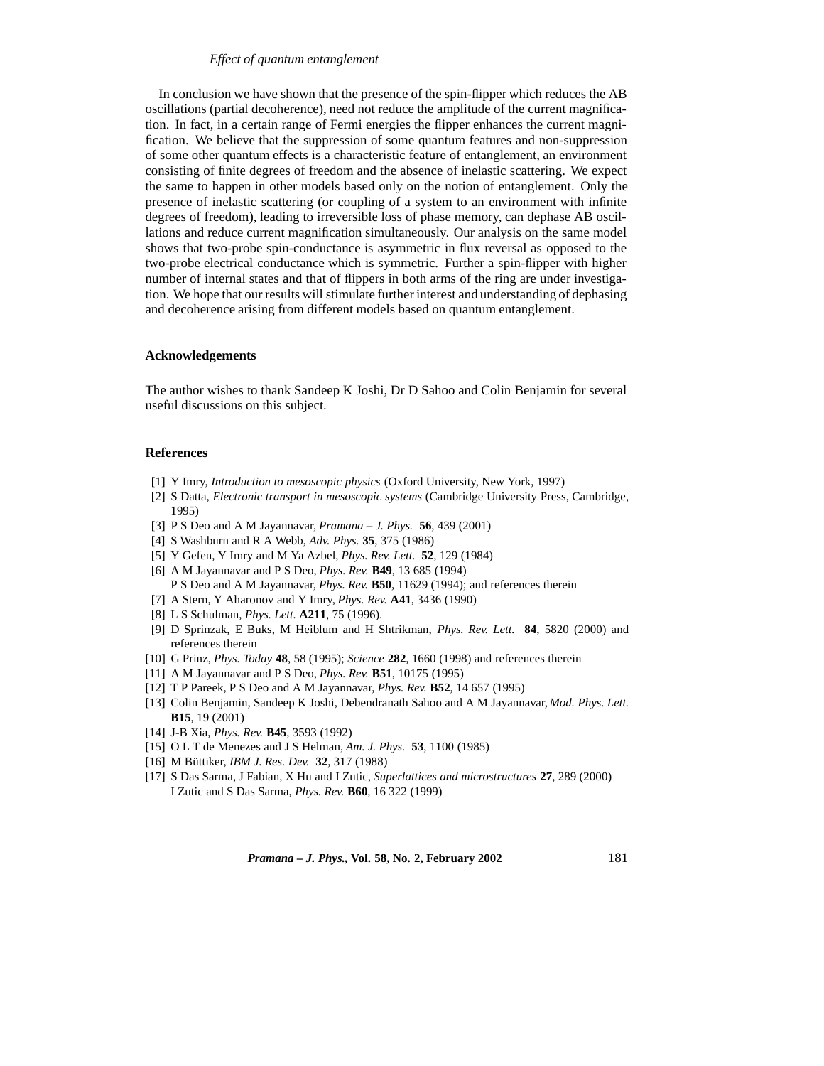In conclusion we have shown that the presence of the spin-flipper which reduces the AB oscillations (partial decoherence), need not reduce the amplitude of the current magnification. In fact, in a certain range of Fermi energies the flipper enhances the current magnification. We believe that the suppression of some quantum features and non-suppression of some other quantum effects is a characteristic feature of entanglement, an environment consisting of finite degrees of freedom and the absence of inelastic scattering. We expect the same to happen in other models based only on the notion of entanglement. Only the presence of inelastic scattering (or coupling of a system to an environment with infinite degrees of freedom), leading to irreversible loss of phase memory, can dephase AB oscillations and reduce current magnification simultaneously. Our analysis on the same model shows that two-probe spin-conductance is asymmetric in flux reversal as opposed to the two-probe electrical conductance which is symmetric. Further a spin-flipper with higher number of internal states and that of flippers in both arms of the ring are under investigation. We hope that our results will stimulate further interest and understanding of dephasing and decoherence arising from different models based on quantum entanglement.

## Acknowledgements

The author wishes to thank Sandeep K Joshi, Dr D Sahoo and Colin Benjamin for several useful discussions on this subject.

## References

[1] Y Imry, *Introduction to mesoscopic physics* (Oxford University, New York, 1997)
[2] S Datta, *Electronic transport in mesoscopic systems* (Cambridge University Press, Cambridge, 1995)
[3] P S Deo and A M Jayannavar, *Pramana – J. Phys.* **56**, 439 (2001)
[4] S Washburn and R A Webb, *Adv. Phys.* **35**, 375 (1986)
[5] Y Gefen, Y Imry and M Ya Azbel, *Phys. Rev. Lett.* **52**, 129 (1984)
[6] A M Jayannavar and P S Deo, *Phys. Rev.* **B49**, 13 685 (1994)
P S Deo and A M Jayannavar, *Phys. Rev.* **B50**, 11629 (1994); and references therein
[7] A Stern, Y Aharonov and Y Imry, *Phys. Rev.* **A41**, 3436 (1990)
[8] L S Schulman, *Phys. Lett.* **A211**, 75 (1996).
[9] D Sprinzak, E Buks, M Heiblum and H Shtrikman, *Phys. Rev. Lett.* **84**, 5820 (2000) and references therein
[10] G Prinz, *Phys. Today* **48**, 58 (1995); *Science* **282**, 1660 (1998) and references therein
[11] A M Jayannavar and P S Deo, *Phys. Rev.* **B51**, 10175 (1995)
[12] T P Pareek, P S Deo and A M Jayannavar, *Phys. Rev.* **B52**, 14 657 (1995)
[13] Colin Benjamin, Sandeep K Joshi, Debendranath Sahoo and A M Jayannavar, *Mod. Phys. Lett.* **B15**, 19 (2001)
[14] J-B Xia, *Phys. Rev.* **B45**, 3593 (1992)
[15] O L T de Menezes and J S Helman, *Am. J. Phys.* **53**, 1100 (1985)
[16] M Büttiker, *IBM J. Res. Dev.* **32**, 317 (1988)
[17] S Das Sarma, J Fabian, X Hu and I Zutic, *Superlattices and microstructures* **27**, 289 (2000)
I Zutic and S Das Sarma, *Phys. Rev.* **B60**, 16 322 (1999)